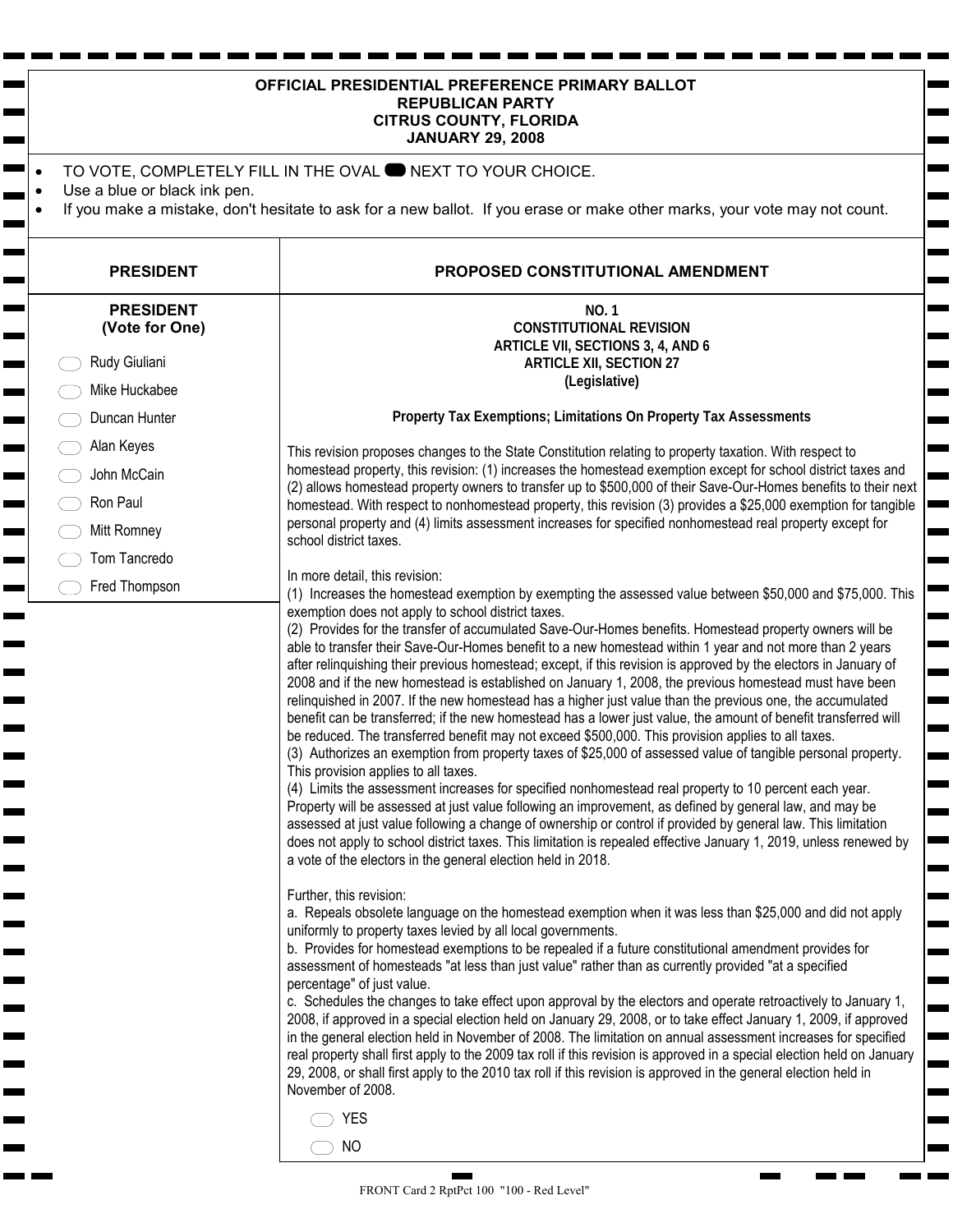# OFFICIAL PRESIDENTIAL PREFERENCE PRIMARY BALLOT
## REPUBLICAN PARTY
## CITRUS COUNTY, FLORIDA
## JANUARY 29, 2008

- TO VOTE, COMPLETELY FILL IN THE OVAL NEXT TO YOUR CHOICE.
- Use a blue or black ink pen.
- If you make a mistake, don't hesitate to ask for a new ballot. If you erase or make other marks, your vote may not count.

## PRESIDENT

**PRESIDENT**
**(Vote for One)**

- ◯ Rudy Giuliani
- ◯ Mike Huckabee
- ◯ Duncan Hunter
- ◯ Alan Keyes
- ◯ John McCain
- ◯ Ron Paul
- ◯ Mitt Romney
- ◯ Tom Tancredo
- ◯ Fred Thompson

## PROPOSED CONSTITUTIONAL AMENDMENT

**NO. 1**
**CONSTITUTIONAL REVISION**
**ARTICLE VII, SECTIONS 3, 4, AND 6**
**ARTICLE XII, SECTION 27**
**(Legislative)**

**Property Tax Exemptions; Limitations On Property Tax Assessments**

This revision proposes changes to the State Constitution relating to property taxation. With respect to homestead property, this revision: (1) increases the homestead exemption except for school district taxes and (2) allows homestead property owners to transfer up to $500,000 of their Save-Our-Homes benefits to their next homestead. With respect to nonhomestead property, this revision (3) provides a $25,000 exemption for tangible personal property and (4) limits assessment increases for specified nonhomestead real property except for school district taxes.

In more detail, this revision:

(1) Increases the homestead exemption by exempting the assessed value between $50,000 and $75,000. This exemption does not apply to school district taxes.

(2) Provides for the transfer of accumulated Save-Our-Homes benefits. Homestead property owners will be able to transfer their Save-Our-Homes benefit to a new homestead within 1 year and not more than 2 years after relinquishing their previous homestead; except, if this revision is approved by the electors in January of 2008 and if the new homestead is established on January 1, 2008, the previous homestead must have been relinquished in 2007. If the new homestead has a higher just value than the previous one, the accumulated benefit can be transferred; if the new homestead has a lower just value, the amount of benefit transferred will be reduced. The transferred benefit may not exceed $500,000. This provision applies to all taxes.

(3) Authorizes an exemption from property taxes of $25,000 of assessed value of tangible personal property. This provision applies to all taxes.

(4) Limits the assessment increases for specified nonhomestead real property to 10 percent each year. Property will be assessed at just value following an improvement, as defined by general law, and may be assessed at just value following a change of ownership or control if provided by general law. This limitation does not apply to school district taxes. This limitation is repealed effective January 1, 2019, unless renewed by a vote of the electors in the general election held in 2018.

Further, this revision:

a. Repeals obsolete language on the homestead exemption when it was less than $25,000 and did not apply uniformly to property taxes levied by all local governments.

b. Provides for homestead exemptions to be repealed if a future constitutional amendment provides for assessment of homesteads "at less than just value" rather than as currently provided "at a specified percentage" of just value.

c. Schedules the changes to take effect upon approval by the electors and operate retroactively to January 1, 2008, if approved in a special election held on January 29, 2008, or to take effect January 1, 2009, if approved in the general election held in November of 2008. The limitation on annual assessment increases for specified real property shall first apply to the 2009 tax roll if this revision is approved in a special election held on January 29, 2008, or shall first apply to the 2010 tax roll if this revision is approved in the general election held in November of 2008.

- ◯ YES
- ◯ NO

FRONT Card 2 RptPct 100 "100 - Red Level"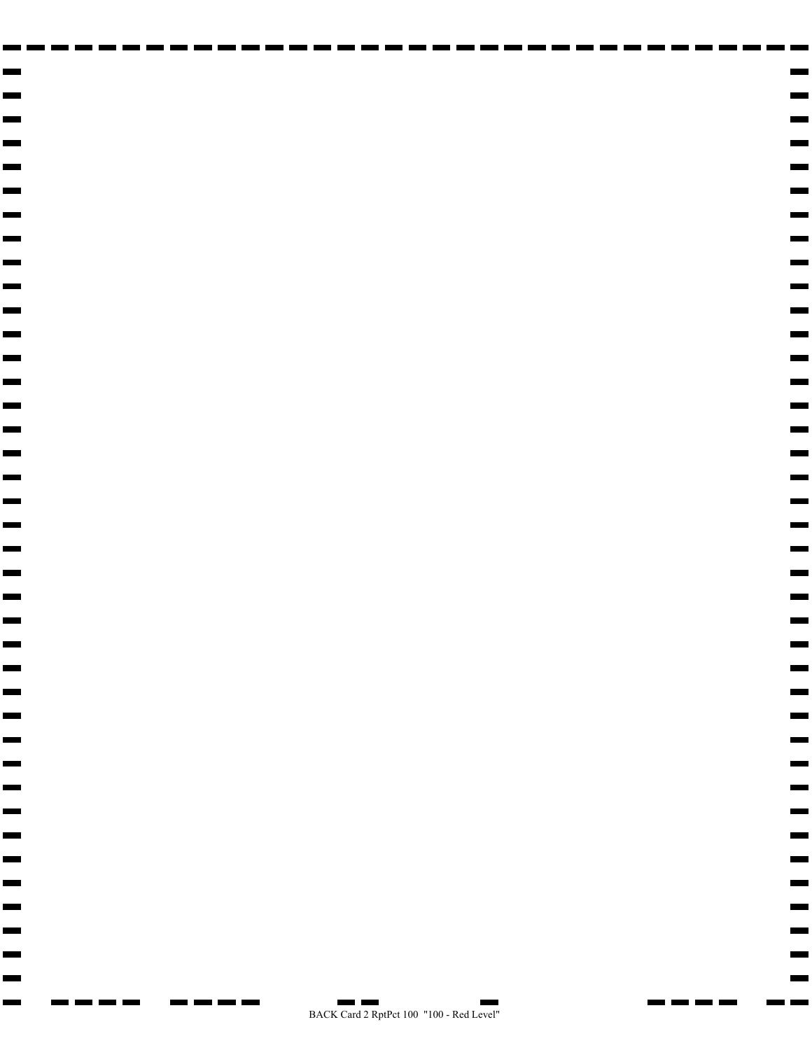BACK Card 2 RptPct 100 "100 - Red Level"